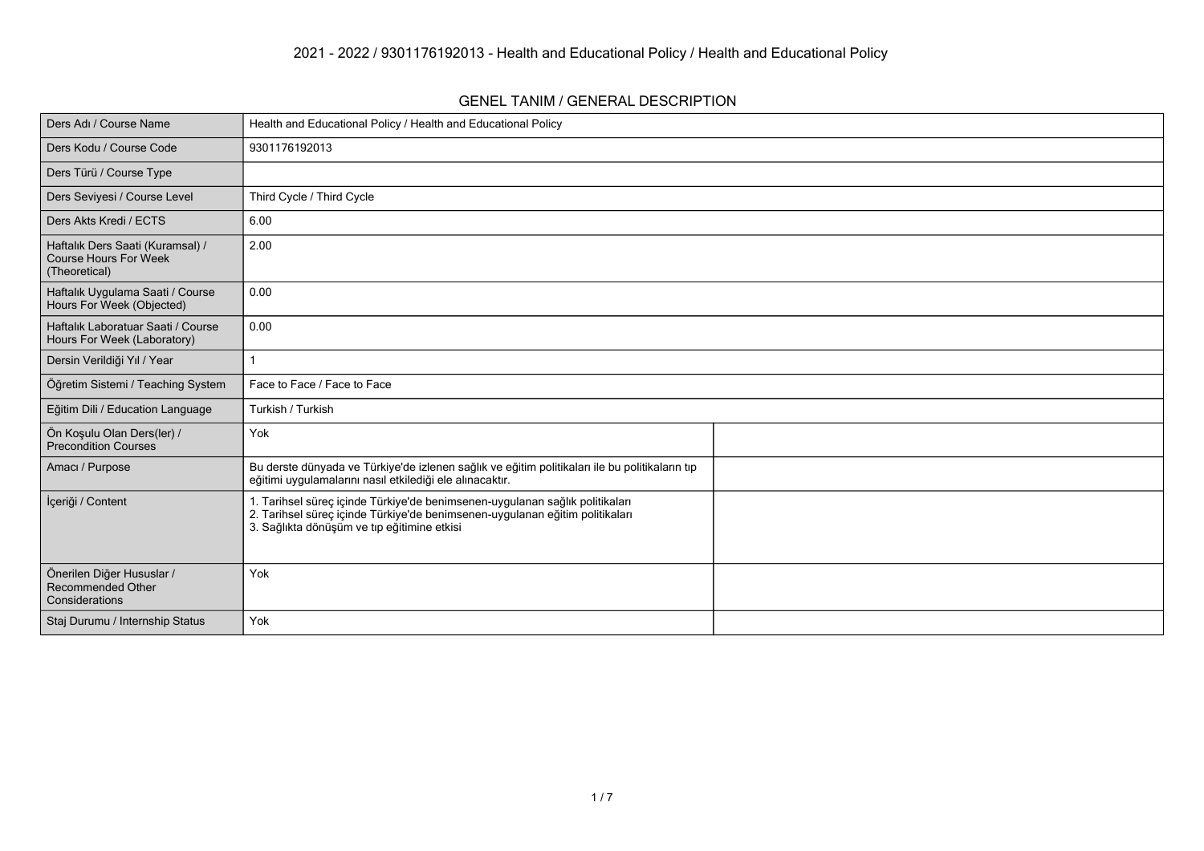# 2021 - 2022 / 9301176192013 - Health and Educational Policy / Health and Educational Policy

## GENEL TANIM / GENERAL DESCRIPTION

| | | |
|---|---|---|
| Ders Adı / Course Name | Health and Educational Policy / Health and Educational Policy | |
| Ders Kodu / Course Code | 9301176192013 | |
| Ders Türü / Course Type | | |
| Ders Seviyesi / Course Level | Third Cycle / Third Cycle | |
| Ders Akts Kredi / ECTS | 6.00 | |
| Haftalık Ders Saati (Kuramsal) / Course Hours For Week (Theoretical) | 2.00 | |
| Haftalık Uygulama Saati / Course Hours For Week (Objected) | 0.00 | |
| Haftalık Laboratuar Saati / Course Hours For Week (Laboratory) | 0.00 | |
| Dersin Verildiği Yıl / Year | 1 | |
| Öğretim Sistemi / Teaching System | Face to Face / Face to Face | |
| Eğitim Dili / Education Language | Turkish / Turkish | |
| Ön Koşulu Olan Ders(ler) / Precondition Courses | Yok | |
| Amacı / Purpose | Bu derste dünyada ve Türkiye'de izlenen sağlık ve eğitim politikaları ile bu politikaların tıp eğitimi uygulamalarını nasıl etkilediği ele alınacaktır. | |
| İçeriği / Content | 1. Tarihsel süreç içinde Türkiye'de benimsenen-uygulanan sağlık politikaları<br>2. Tarihsel süreç içinde Türkiye'de benimsenen-uygulanan eğitim politikaları<br>3. Sağlıkta dönüşüm ve tıp eğitimine etkisi | |
| Önerilen Diğer Hususlar / Recommended Other Considerations | Yok | |
| Staj Durumu / Internship Status | Yok | |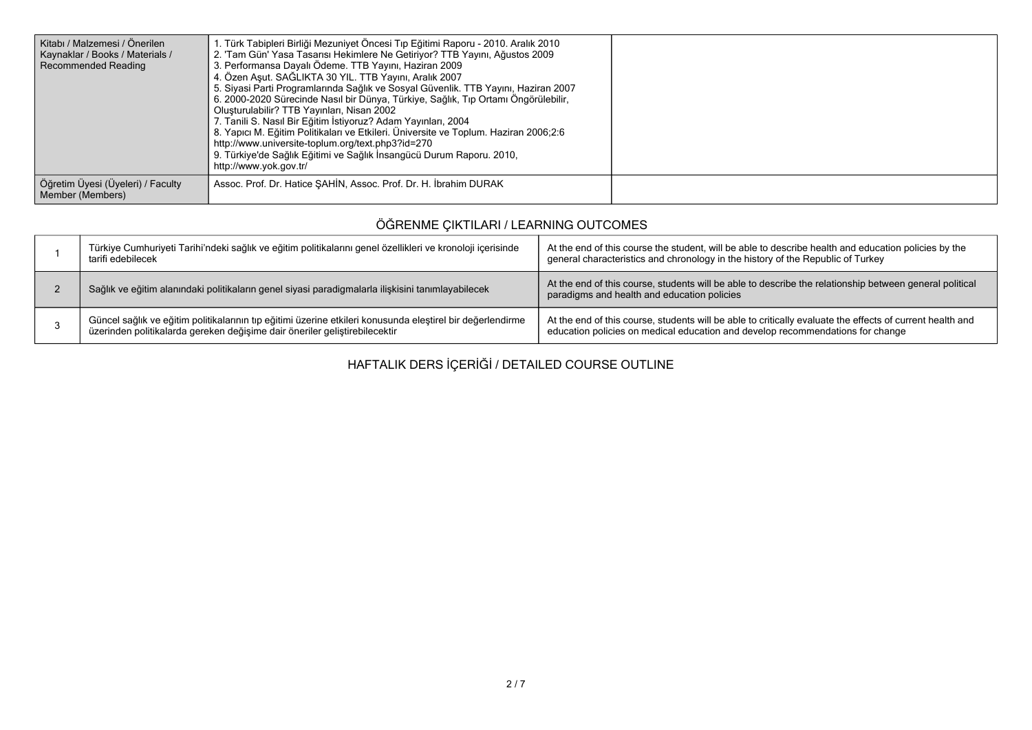| Kitabı / Malzemesi / Önerilen Kaynaklar / Books / Materials / Recommended Reading | 1. Türk Tabipleri Birliği Mezuniyet Öncesi Tıp Eğitimi Raporu - 2010. Aralık 2010<br>2. 'Tam Gün' Yasa Tasarısı Hekimlere Ne Getiriyor? TTB Yayını, Ağustos 2009<br>3. Performansa Dayalı Ödeme. TTB Yayını, Haziran 2009<br>4. Özen Aşut. SAĞLIKTA 30 YIL. TTB Yayını, Aralık 2007<br>5. Siyasi Parti Programlarında Sağlık ve Sosyal Güvenlik. TTB Yayını, Haziran 2007<br>6. 2000-2020 Sürecinde Nasıl bir Dünya, Türkiye, Sağlık, Tıp Ortamı Öngörülebilir, Oluşturulabilir? TTB Yayınları, Nisan 2002<br>7. Tanili S. Nasıl Bir Eğitim İstiyoruz? Adam Yayınları, 2004<br>8. Yapıcı M. Eğitim Politikaları ve Etkileri. Üniversite ve Toplum. Haziran 2006;2:6 http://www.universite-toplum.org/text.php3?id=270<br>9. Türkiye'de Sağlık Eğitimi ve Sağlık İnsangücü Durum Raporu. 2010, http://www.yok.gov.tr/ | |
|---|---|---|
| Öğretim Üyesi (Üyeleri) / Faculty Member (Members) | Assoc. Prof. Dr. Hatice ŞAHİN, Assoc. Prof. Dr. H. İbrahim DURAK | |

## ÖĞRENME ÇIKTILARI / LEARNING OUTCOMES

| | | |
|---|---|---|
| 1 | Türkiye Cumhuriyeti Tarihi'ndeki sağlık ve eğitim politikalarını genel özellikleri ve kronoloji içerisinde tarifi edebilecek | At the end of this course the student, will be able to describe health and education policies by the general characteristics and chronology in the history of the Republic of Turkey |
| 2 | Sağlık ve eğitim alanındaki politikaların genel siyasi paradigmalarla ilişkisini tanımlayabilecek | At the end of this course, students will be able to describe the relationship between general political paradigms and health and education policies |
| 3 | Güncel sağlık ve eğitim politikalarının tıp eğitimi üzerine etkileri konusunda eleştirel bir değerlendirme üzerinden politikalarda gereken değişime dair öneriler geliştirebilecektir | At the end of this course, students will be able to critically evaluate the effects of current health and education policies on medical education and develop recommendations for change |

## HAFTALIK DERS İÇERİĞİ / DETAILED COURSE OUTLINE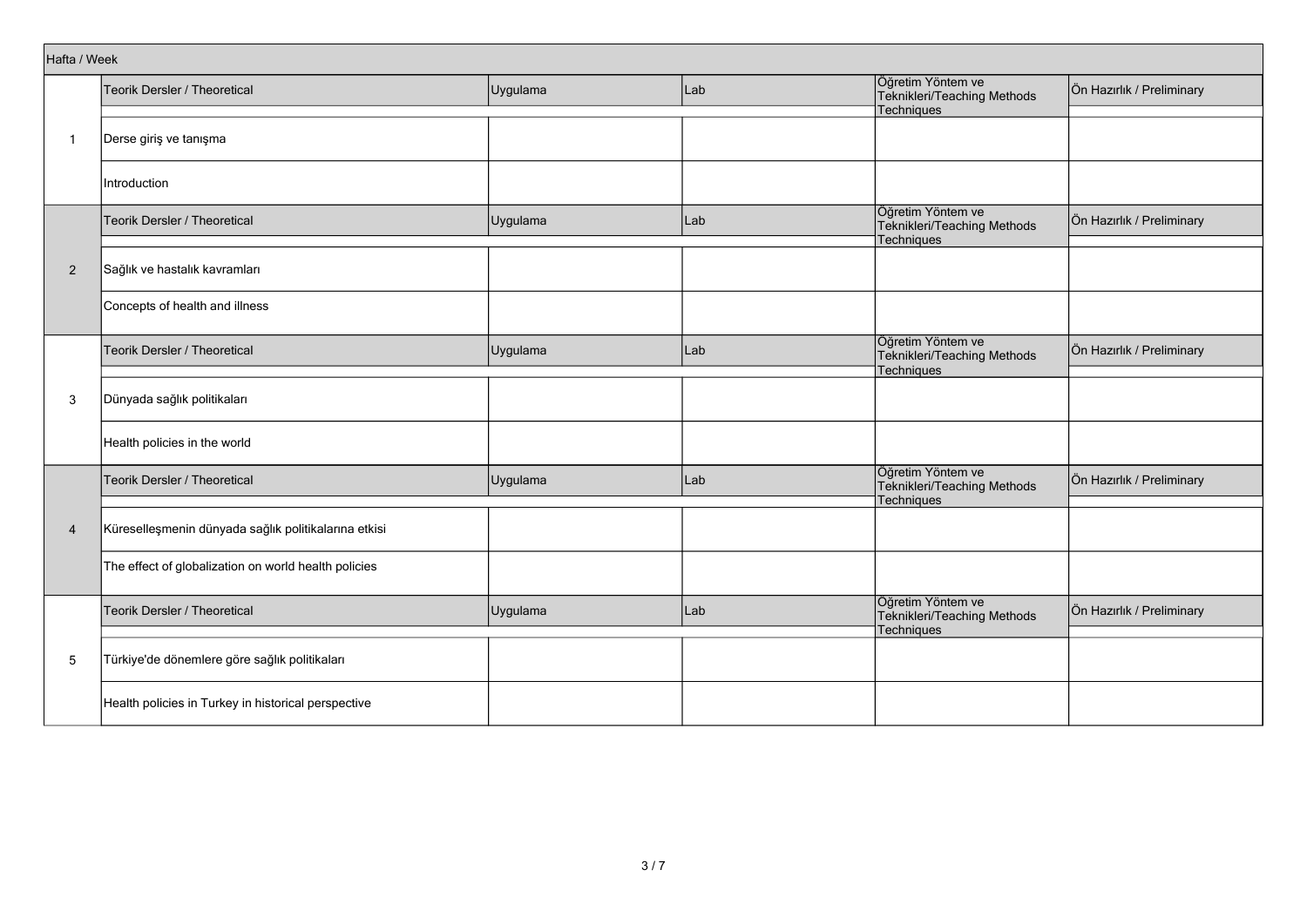| Hafta / Week | | | | | |
|---|---|---|---|---|---|
| 1 | Teorik Dersler / Theoretical | Uygulama | Lab | Öğretim Yöntem ve Teknikleri/Teaching Methods Techniques | Ön Hazırlık / Preliminary |
| | Derse giriş ve tanışma | | | | |
| | Introduction | | | | |
| 2 | Teorik Dersler / Theoretical | Uygulama | Lab | Öğretim Yöntem ve Teknikleri/Teaching Methods Techniques | Ön Hazırlık / Preliminary |
| | Sağlık ve hastalık kavramları | | | | |
| | Concepts of health and illness | | | | |
| 3 | Teorik Dersler / Theoretical | Uygulama | Lab | Öğretim Yöntem ve Teknikleri/Teaching Methods Techniques | Ön Hazırlık / Preliminary |
| | Dünyada sağlık politikaları | | | | |
| | Health policies in the world | | | | |
| 4 | Teorik Dersler / Theoretical | Uygulama | Lab | Öğretim Yöntem ve Teknikleri/Teaching Methods Techniques | Ön Hazırlık / Preliminary |
| | Küreselleşmenin dünyada sağlık politikalarına etkisi | | | | |
| | The effect of globalization on world health policies | | | | |
| 5 | Teorik Dersler / Theoretical | Uygulama | Lab | Öğretim Yöntem ve Teknikleri/Teaching Methods Techniques | Ön Hazırlık / Preliminary |
| | Türkiye'de dönemlere göre sağlık politikaları | | | | |
| | Health policies in Turkey in historical perspective | | | | |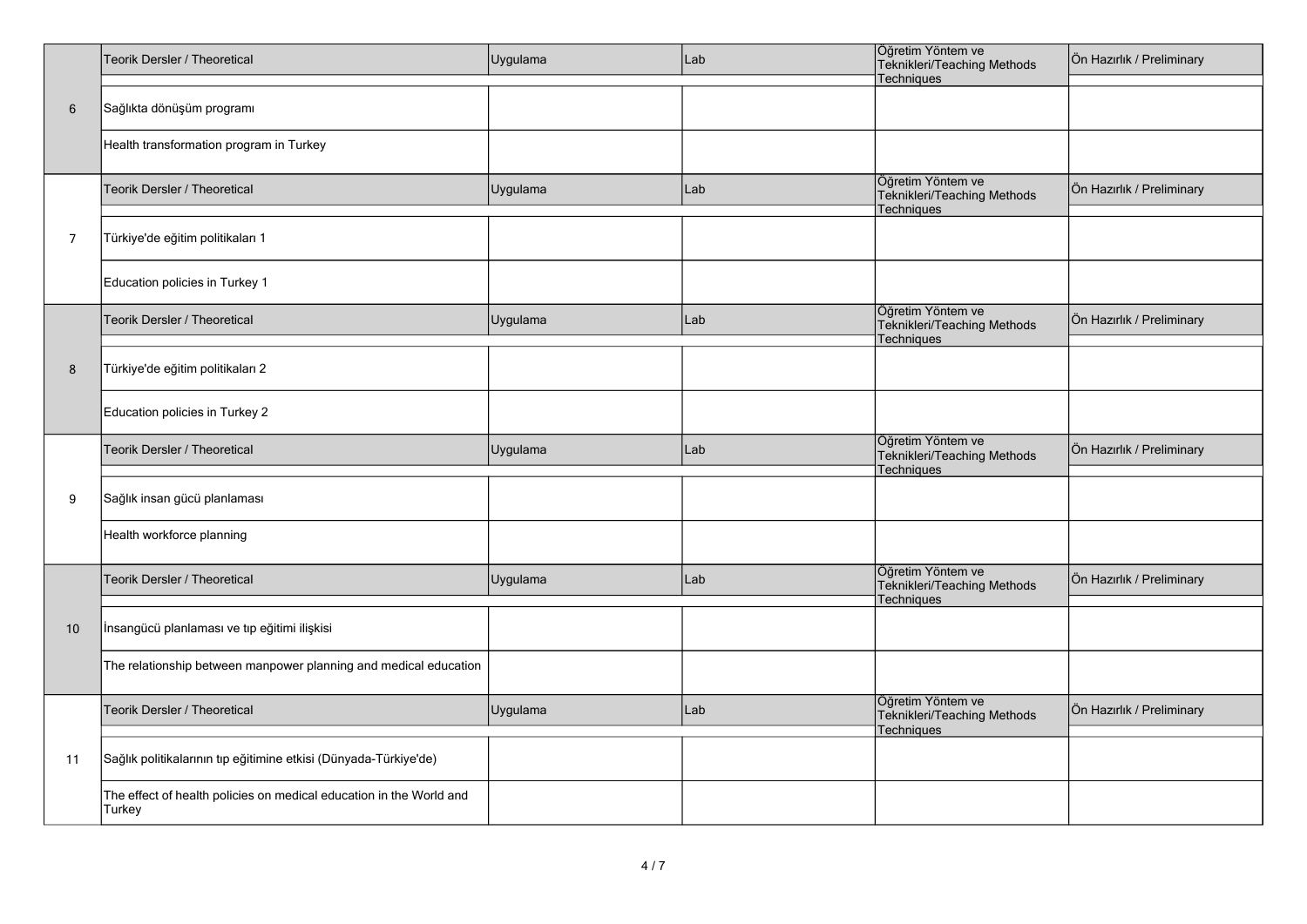| | Teorik Dersler / Theoretical | Uygulama | Lab | Öğretim Yöntem ve Teknikleri/Teaching Methods Techniques | Ön Hazırlık / Preliminary |
|---|---|---|---|---|---|
| 6 | Sağlıkta dönüşüm programı | | | | |
| | Health transformation program in Turkey | | | | |
| | Teorik Dersler / Theoretical | Uygulama | Lab | Öğretim Yöntem ve Teknikleri/Teaching Methods Techniques | Ön Hazırlık / Preliminary |
| 7 | Türkiye'de eğitim politikaları 1 | | | | |
| | Education policies in Turkey 1 | | | | |
| | Teorik Dersler / Theoretical | Uygulama | Lab | Öğretim Yöntem ve Teknikleri/Teaching Methods Techniques | Ön Hazırlık / Preliminary |
| 8 | Türkiye'de eğitim politikaları 2 | | | | |
| | Education policies in Turkey 2 | | | | |
| | Teorik Dersler / Theoretical | Uygulama | Lab | Öğretim Yöntem ve Teknikleri/Teaching Methods Techniques | Ön Hazırlık / Preliminary |
| 9 | Sağlık insan gücü planlaması | | | | |
| | Health workforce planning | | | | |
| | Teorik Dersler / Theoretical | Uygulama | Lab | Öğretim Yöntem ve Teknikleri/Teaching Methods Techniques | Ön Hazırlık / Preliminary |
| 10 | İnsangücü planlaması ve tıp eğitimi ilişkisi | | | | |
| | The relationship between manpower planning and medical education | | | | |
| | Teorik Dersler / Theoretical | Uygulama | Lab | Öğretim Yöntem ve Teknikleri/Teaching Methods Techniques | Ön Hazırlık / Preliminary |
| 11 | Sağlık politikalarının tıp eğitimine etkisi (Dünyada-Türkiye'de) | | | | |
| | The effect of health policies on medical education in the World and Turkey | | | | |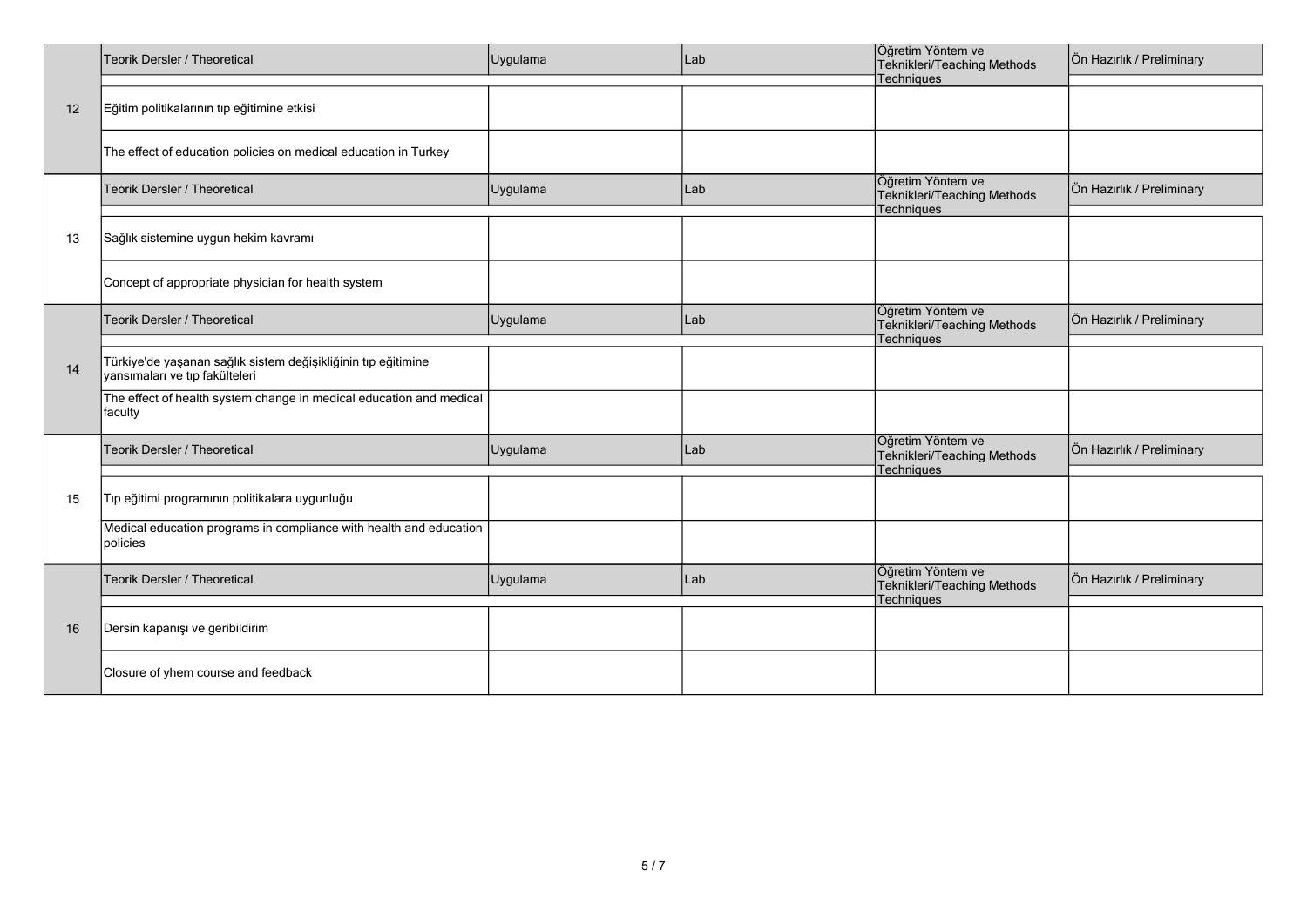| | Teorik Dersler / Theoretical | Uygulama | Lab | Öğretim Yöntem ve Teknikleri/Teaching Methods Techniques | Ön Hazırlık / Preliminary |
|---|---|---|---|---|---|
| 12 | Eğitim politikalarının tıp eğitimine etkisi | | | | |
| | The effect of education policies on medical education in Turkey | | | | |
| | Teorik Dersler / Theoretical | Uygulama | Lab | Öğretim Yöntem ve Teknikleri/Teaching Methods Techniques | Ön Hazırlık / Preliminary |
| 13 | Sağlık sistemine uygun hekim kavramı | | | | |
| | Concept of appropriate physician for health system | | | | |
| | Teorik Dersler / Theoretical | Uygulama | Lab | Öğretim Yöntem ve Teknikleri/Teaching Methods Techniques | Ön Hazırlık / Preliminary |
| 14 | Türkiye'de yaşanan sağlık sistem değişikliğinin tıp eğitimine yansımaları ve tıp fakülteleri | | | | |
| | The effect of health system change in medical education and medical faculty | | | | |
| | Teorik Dersler / Theoretical | Uygulama | Lab | Öğretim Yöntem ve Teknikleri/Teaching Methods Techniques | Ön Hazırlık / Preliminary |
| 15 | Tıp eğitimi programının politikalara uygunluğu | | | | |
| | Medical education programs in compliance with health and education policies | | | | |
| | Teorik Dersler / Theoretical | Uygulama | Lab | Öğretim Yöntem ve Teknikleri/Teaching Methods Techniques | Ön Hazırlık / Preliminary |
| 16 | Dersin kapanışı ve geribildirim | | | | |
| | Closure of yhem course and feedback | | | | |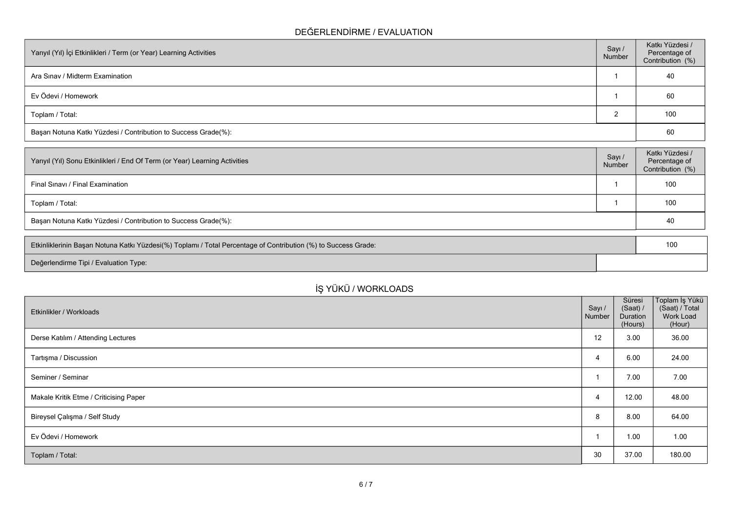## DEĞERLENDİRME / EVALUATION

| Yarıyıl (Yıl) İçi Etkinlikleri / Term (or Year) Learning Activities | Sayı / Number | Katkı Yüzdesi / Percentage of Contribution (%) |
|---|---|---|
| Ara Sınav / Midterm Examination | 1 | 40 |
| Ev Ödevi / Homework | 1 | 60 |
| Toplam / Total: | 2 | 100 |
| Başarı Notuna Katkı Yüzdesi / Contribution to Success Grade(%): | | 60 |

| Yarıyıl (Yıl) Sonu Etkinlikleri / End Of Term (or Year) Learning Activities | Sayı / Number | Katkı Yüzdesi / Percentage of Contribution (%) |
|---|---|---|
| Final Sınavı / Final Examination | 1 | 100 |
| Toplam / Total: | 1 | 100 |
| Başarı Notuna Katkı Yüzdesi / Contribution to Success Grade(%): | | 40 |

| | |
|---|---|
| Etkinliklerinin Başarı Notuna Katkı Yüzdesi(%) Toplamı / Total Percentage of Contribution (%) to Success Grade: | 100 |
| Değerlendirme Tipi / Evaluation Type: | |

## İŞ YÜKÜ / WORKLOADS

| Etkinlikler / Workloads | Sayı / Number | Süresi (Saat) / Duration (Hours) | Toplam İş Yükü (Saat) / Total Work Load (Hour) |
|---|---|---|---|
| Derse Katılım / Attending Lectures | 12 | 3.00 | 36.00 |
| Tartışma / Discussion | 4 | 6.00 | 24.00 |
| Seminer / Seminar | 1 | 7.00 | 7.00 |
| Makale Kritik Etme / Criticising Paper | 4 | 12.00 | 48.00 |
| Bireysel Çalışma / Self Study | 8 | 8.00 | 64.00 |
| Ev Ödevi / Homework | 1 | 1.00 | 1.00 |
| Toplam / Total: | 30 | 37.00 | 180.00 |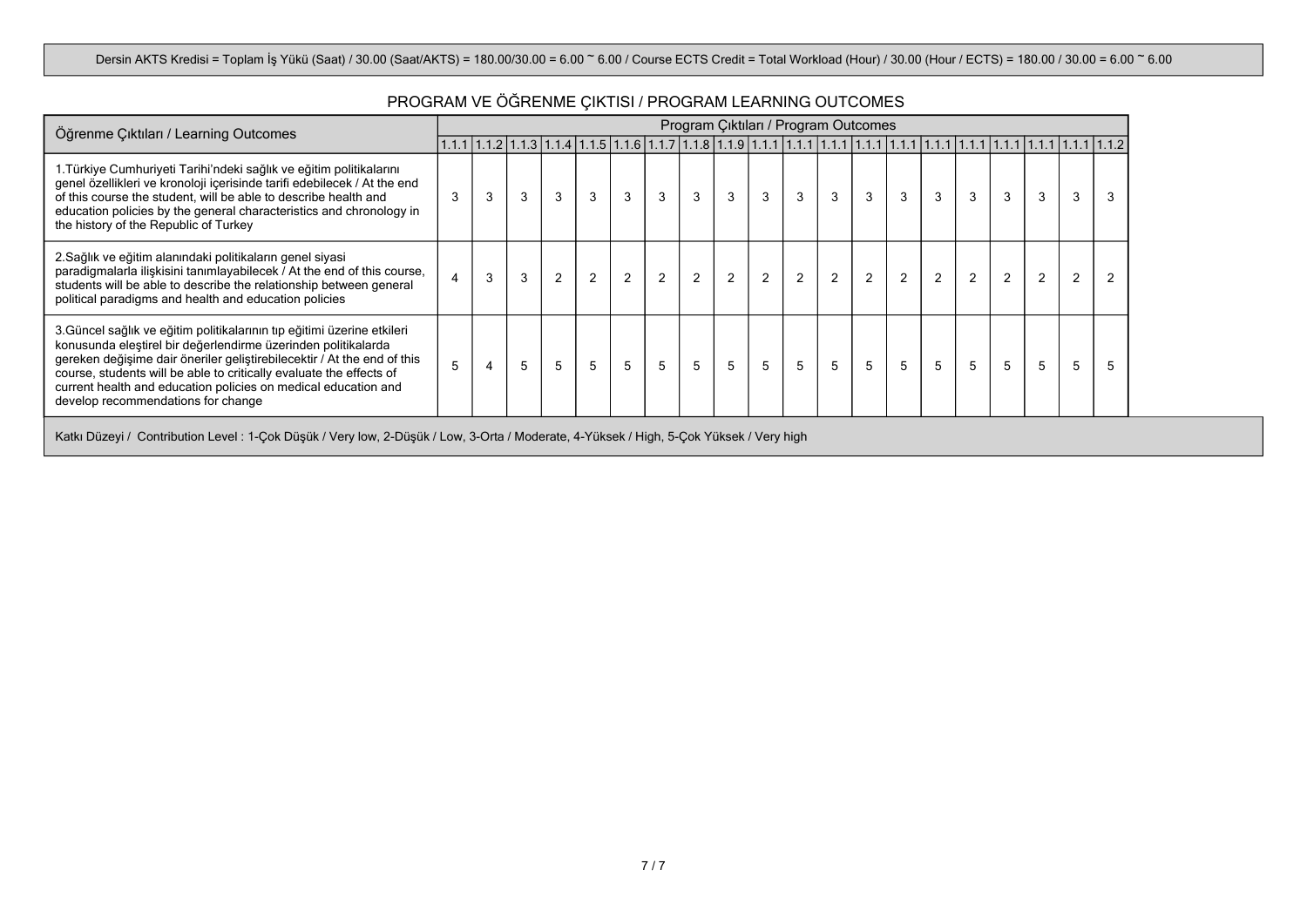Dersin AKTS Kredisi = Toplam İş Yükü (Saat) / 30.00 (Saat/AKTS) = 180.00/30.00 = 6.00 ~ 6.00 / Course ECTS Credit = Total Workload (Hour) / 30.00 (Hour / ECTS) = 180.00 / 30.00 = 6.00 ~ 6.00

## PROGRAM VE ÖĞRENME ÇIKTISI / PROGRAM LEARNING OUTCOMES

| Öğrenme Çıktıları / Learning Outcomes | Program Çıktıları / Program Outcomes | | | | | | | | | | | | | | | | | | | |
|---|---|---|---|---|---|---|---|---|---|---|---|---|---|---|---|---|---|---|---|---|
| | 1.1.1 | 1.1.2 | 1.1.3 | 1.1.4 | 1.1.5 | 1.1.6 | 1.1.7 | 1.1.8 | 1.1.9 | 1.1.1 | 1.1.1 | 1.1.1 | 1.1.1 | 1.1.1 | 1.1.1 | 1.1.1 | 1.1.1 | 1.1.1 | 1.1.1 | 1.1.2 |
| 1.Türkiye Cumhuriyeti Tarihi'ndeki sağlık ve eğitim politikalarını genel özellikleri ve kronoloji içerisinde tarifi edebilecek / At the end of this course the student, will be able to describe health and education policies by the general characteristics and chronology in the history of the Republic of Turkey | 3 | 3 | 3 | 3 | 3 | 3 | 3 | 3 | 3 | 3 | 3 | 3 | 3 | 3 | 3 | 3 | 3 | 3 | 3 | 3 |
| 2.Sağlık ve eğitim alanındaki politikaların genel siyasi paradigmalarla ilişkisini tanımlayabilecek / At the end of this course, students will be able to describe the relationship between general political paradigms and health and education policies | 4 | 3 | 3 | 2 | 2 | 2 | 2 | 2 | 2 | 2 | 2 | 2 | 2 | 2 | 2 | 2 | 2 | 2 | 2 | 2 |
| 3.Güncel sağlık ve eğitim politikalarının tıp eğitimi üzerine etkileri konusunda eleştirel bir değerlendirme üzerinden politikalarda gereken değişime dair öneriler geliştirebilecektir / At the end of this course, students will be able to critically evaluate the effects of current health and education policies on medical education and develop recommendations for change | 5 | 4 | 5 | 5 | 5 | 5 | 5 | 5 | 5 | 5 | 5 | 5 | 5 | 5 | 5 | 5 | 5 | 5 | 5 | 5 |

Katkı Düzeyi / Contribution Level : 1-Çok Düşük / Very low, 2-Düşük / Low, 3-Orta / Moderate, 4-Yüksek / High, 5-Çok Yüksek / Very high